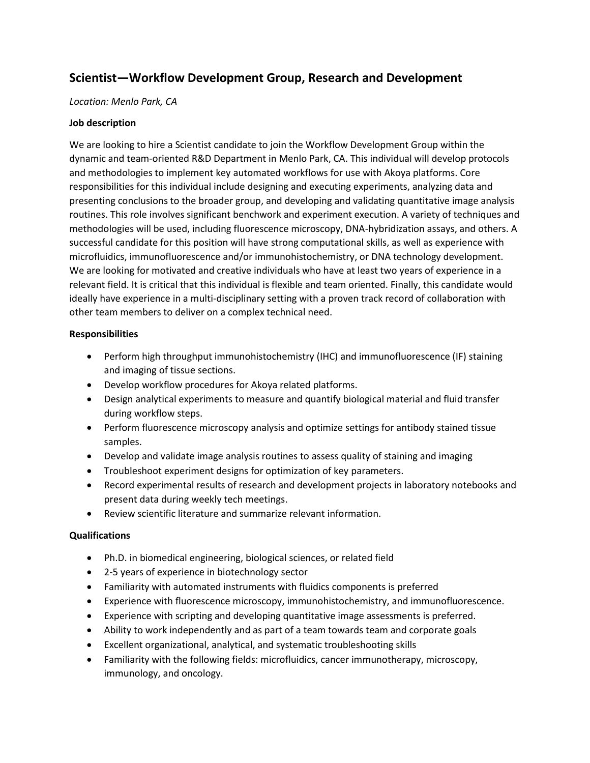# Scientist—Workflow Development Group, Research and Development

*Location: Menlo Park, CA*

**Job description**

We are looking to hire a Scientist candidate to join the Workflow Development Group within the dynamic and team-oriented R&D Department in Menlo Park, CA. This individual will develop protocols and methodologies to implement key automated workflows for use with Akoya platforms. Core responsibilities for this individual include designing and executing experiments, analyzing data and presenting conclusions to the broader group, and developing and validating quantitative image analysis routines. This role involves significant benchwork and experiment execution. A variety of techniques and methodologies will be used, including fluorescence microscopy, DNA-hybridization assays, and others. A successful candidate for this position will have strong computational skills, as well as experience with microfluidics, immunofluorescence and/or immunohistochemistry, or DNA technology development. We are looking for motivated and creative individuals who have at least two years of experience in a relevant field. It is critical that this individual is flexible and team oriented. Finally, this candidate would ideally have experience in a multi-disciplinary setting with a proven track record of collaboration with other team members to deliver on a complex technical need.

**Responsibilities**

- Perform high throughput immunohistochemistry (IHC) and immunofluorescence (IF) staining and imaging of tissue sections.
- Develop workflow procedures for Akoya related platforms.
- Design analytical experiments to measure and quantify biological material and fluid transfer during workflow steps.
- Perform fluorescence microscopy analysis and optimize settings for antibody stained tissue samples.
- Develop and validate image analysis routines to assess quality of staining and imaging
- Troubleshoot experiment designs for optimization of key parameters.
- Record experimental results of research and development projects in laboratory notebooks and present data during weekly tech meetings.
- Review scientific literature and summarize relevant information.

**Qualifications**

- Ph.D. in biomedical engineering, biological sciences, or related field
- 2-5 years of experience in biotechnology sector
- Familiarity with automated instruments with fluidics components is preferred
- Experience with fluorescence microscopy, immunohistochemistry, and immunofluorescence.
- Experience with scripting and developing quantitative image assessments is preferred.
- Ability to work independently and as part of a team towards team and corporate goals
- Excellent organizational, analytical, and systematic troubleshooting skills
- Familiarity with the following fields: microfluidics, cancer immunotherapy, microscopy, immunology, and oncology.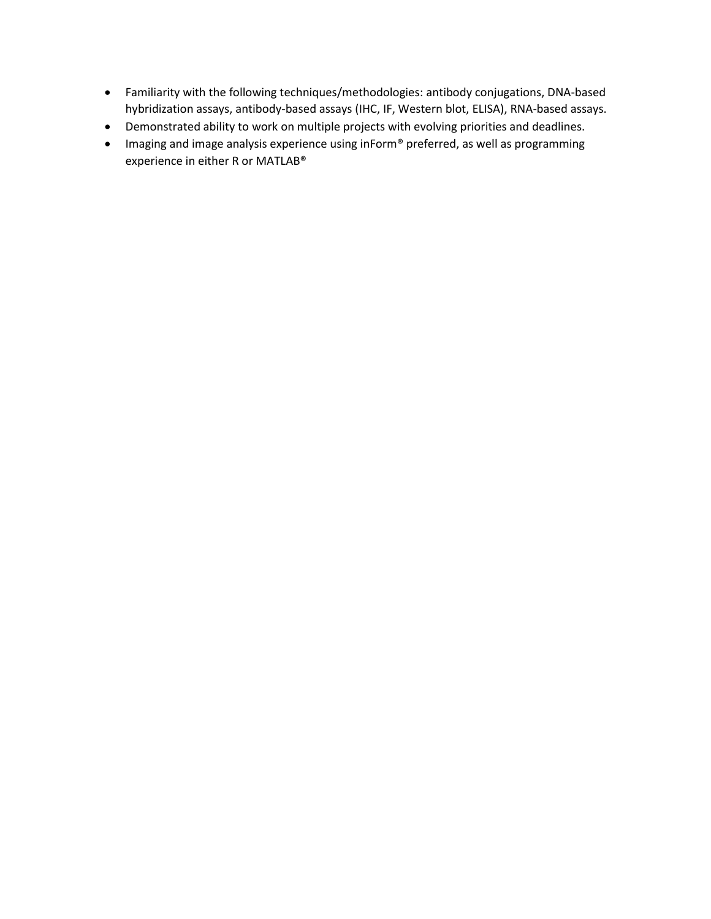- Familiarity with the following techniques/methodologies: antibody conjugations, DNA-based hybridization assays, antibody-based assays (IHC, IF, Western blot, ELISA), RNA-based assays.
- Demonstrated ability to work on multiple projects with evolving priorities and deadlines.
- Imaging and image analysis experience using inForm® preferred, as well as programming experience in either R or MATLAB®